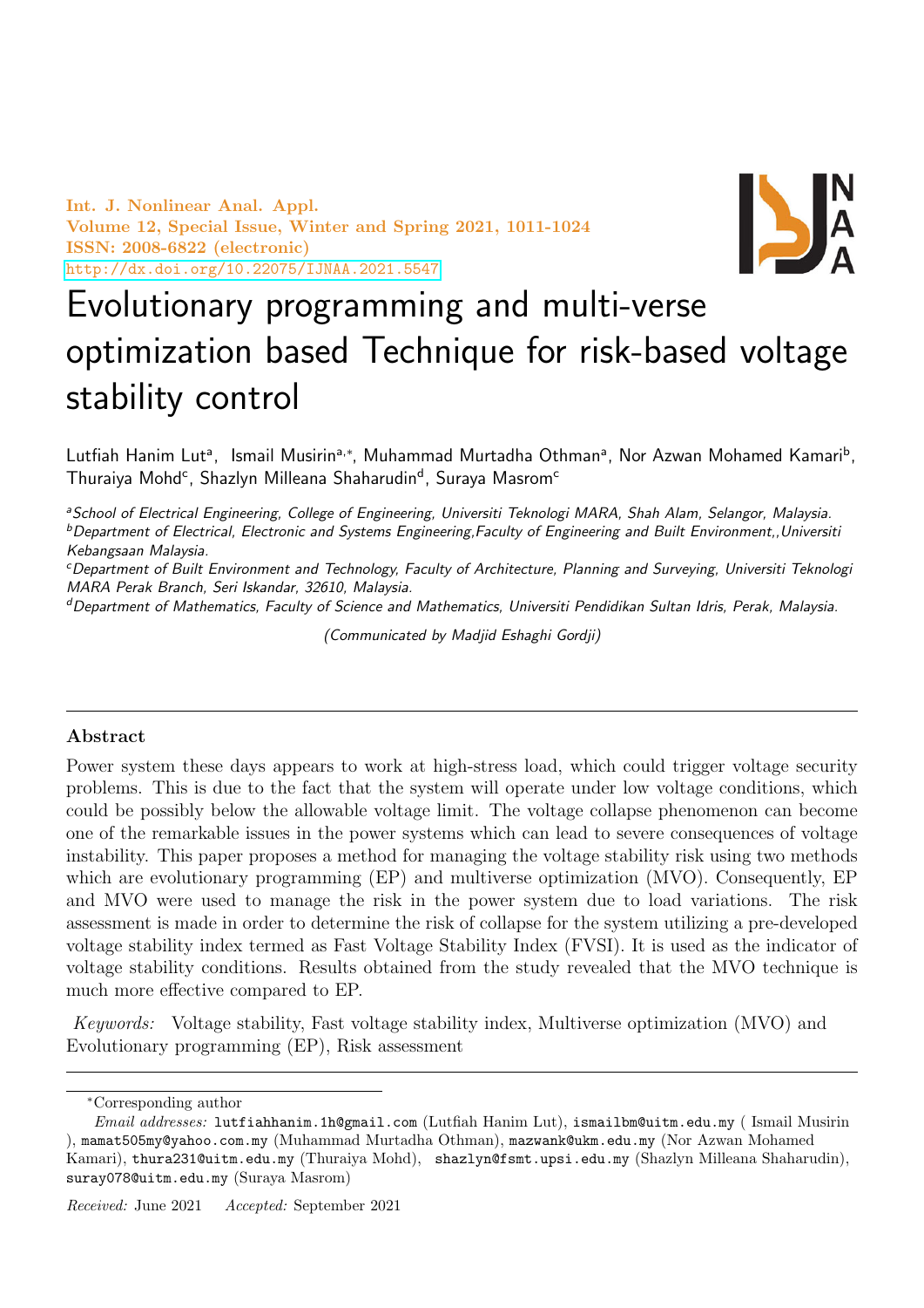# Evolutionary programming and multi-verse optimization based Technique for risk-based voltage stability control

Lutfiah Hanim Lut[a], Ismail Musirin[a,*], Muhammad Murtadha Othman[a], Nor Azwan Mohamed Kamari[b], Thuraiya Mohd[c], Shazlyn Milleana Shaharudin[d], Suraya Masrom[c]

[a]*School of Electrical Engineering, College of Engineering, Universiti Teknologi MARA, Shah Alam, Selangor, Malaysia.*
[b]*Department of Electrical, Electronic and Systems Engineering,Faculty of Engineering and Built Environment,,Universiti Kebangsaan Malaysia.*
[c]*Department of Built Environment and Technology, Faculty of Architecture, Planning and Surveying, Universiti Teknologi MARA Perak Branch, Seri Iskandar, 32610, Malaysia.*
[d]*Department of Mathematics, Faculty of Science and Mathematics, Universiti Pendidikan Sultan Idris, Perak, Malaysia.*

*(Communicated by Madjid Eshaghi Gordji)*

## Abstract

Power system these days appears to work at high-stress load, which could trigger voltage security problems. This is due to the fact that the system will operate under low voltage conditions, which could be possibly below the allowable voltage limit. The voltage collapse phenomenon can become one of the remarkable issues in the power systems which can lead to severe consequences of voltage instability. This paper proposes a method for managing the voltage stability risk using two methods which are evolutionary programming (EP) and multiverse optimization (MVO). Consequently, EP and MVO were used to manage the risk in the power system due to load variations. The risk assessment is made in order to determine the risk of collapse for the system utilizing a pre-developed voltage stability index termed as Fast Voltage Stability Index (FVSI). It is used as the indicator of voltage stability conditions. Results obtained from the study revealed that the MVO technique is much more effective compared to EP.

*Keywords:* Voltage stability, Fast voltage stability index, Multiverse optimization (MVO) and Evolutionary programming (EP), Risk assessment

---

*Corresponding author

*Email addresses:* lutfiahhanim.1h@gmail.com (Lutfiah Hanim Lut), ismailbm@uitm.edu.my ( Ismail Musirin ), mamat505my@yahoo.com.my (Muhammad Murtadha Othman), mazwank@ukm.edu.my (Nor Azwan Mohamed Kamari), thura231@uitm.edu.my (Thuraiya Mohd), shazlyn@fsmt.upsi.edu.my (Shazlyn Milleana Shaharudin), suray078@uitm.edu.my (Suraya Masrom)

*Received:* June 2021 *Accepted:* September 2021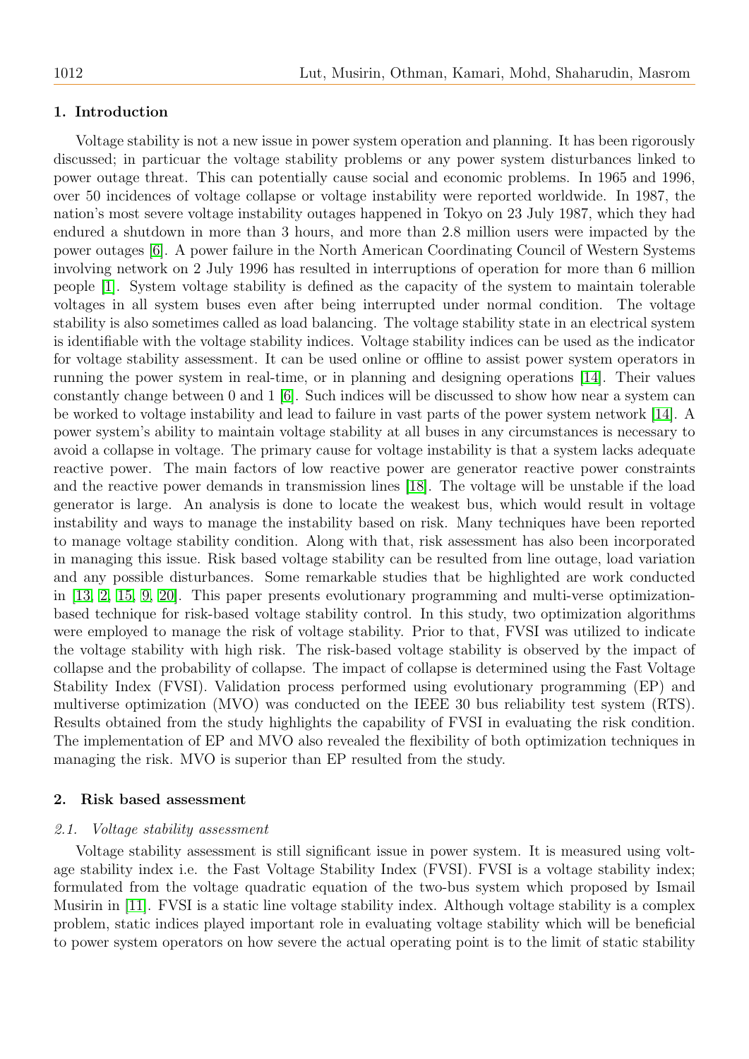## 1. Introduction

Voltage stability is not a new issue in power system operation and planning. It has been rigorously discussed; in particuar the voltage stability problems or any power system disturbances linked to power outage threat. This can potentially cause social and economic problems. In 1965 and 1996, over 50 incidences of voltage collapse or voltage instability were reported worldwide. In 1987, the nation's most severe voltage instability outages happened in Tokyo on 23 July 1987, which they had endured a shutdown in more than 3 hours, and more than 2.8 million users were impacted by the power outages [6]. A power failure in the North American Coordinating Council of Western Systems involving network on 2 July 1996 has resulted in interruptions of operation for more than 6 million people [1]. System voltage stability is defined as the capacity of the system to maintain tolerable voltages in all system buses even after being interrupted under normal condition. The voltage stability is also sometimes called as load balancing. The voltage stability state in an electrical system is identifiable with the voltage stability indices. Voltage stability indices can be used as the indicator for voltage stability assessment. It can be used online or offline to assist power system operators in running the power system in real-time, or in planning and designing operations [14]. Their values constantly change between 0 and 1 [6]. Such indices will be discussed to show how near a system can be worked to voltage instability and lead to failure in vast parts of the power system network [14]. A power system's ability to maintain voltage stability at all buses in any circumstances is necessary to avoid a collapse in voltage. The primary cause for voltage instability is that a system lacks adequate reactive power. The main factors of low reactive power are generator reactive power constraints and the reactive power demands in transmission lines [18]. The voltage will be unstable if the load generator is large. An analysis is done to locate the weakest bus, which would result in voltage instability and ways to manage the instability based on risk. Many techniques have been reported to manage voltage stability condition. Along with that, risk assessment has also been incorporated in managing this issue. Risk based voltage stability can be resulted from line outage, load variation and any possible disturbances. Some remarkable studies that be highlighted are work conducted in [13, 2, 15, 9, 20]. This paper presents evolutionary programming and multi-verse optimization-based technique for risk-based voltage stability control. In this study, two optimization algorithms were employed to manage the risk of voltage stability. Prior to that, FVSI was utilized to indicate the voltage stability with high risk. The risk-based voltage stability is observed by the impact of collapse and the probability of collapse. The impact of collapse is determined using the Fast Voltage Stability Index (FVSI). Validation process performed using evolutionary programming (EP) and multiverse optimization (MVO) was conducted on the IEEE 30 bus reliability test system (RTS). Results obtained from the study highlights the capability of FVSI in evaluating the risk condition. The implementation of EP and MVO also revealed the flexibility of both optimization techniques in managing the risk. MVO is superior than EP resulted from the study.

## 2. Risk based assessment

### 2.1. Voltage stability assessment

Voltage stability assessment is still significant issue in power system. It is measured using voltage stability index i.e. the Fast Voltage Stability Index (FVSI). FVSI is a voltage stability index; formulated from the voltage quadratic equation of the two-bus system which proposed by Ismail Musirin in [11]. FVSI is a static line voltage stability index. Although voltage stability is a complex problem, static indices played important role in evaluating voltage stability which will be beneficial to power system operators on how severe the actual operating point is to the limit of static stability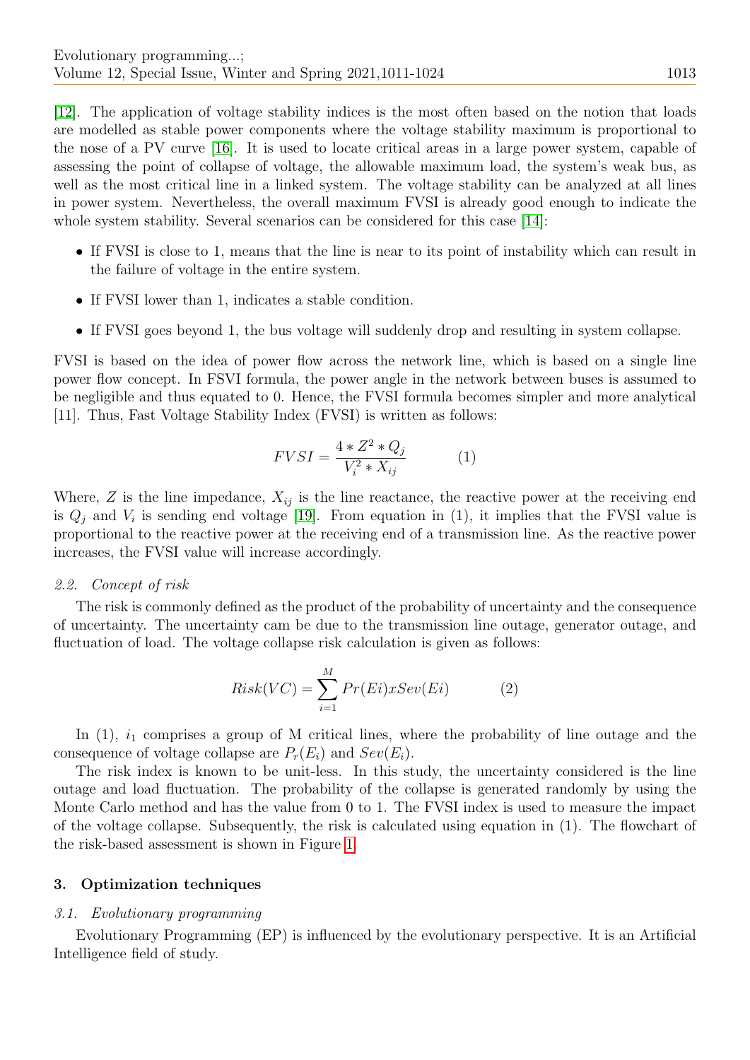[12]. The application of voltage stability indices is the most often based on the notion that loads are modelled as stable power components where the voltage stability maximum is proportional to the nose of a PV curve [16]. It is used to locate critical areas in a large power system, capable of assessing the point of collapse of voltage, the allowable maximum load, the system's weak bus, as well as the most critical line in a linked system. The voltage stability can be analyzed at all lines in power system. Nevertheless, the overall maximum FVSI is already good enough to indicate the whole system stability. Several scenarios can be considered for this case [14]:

- If FVSI is close to 1, means that the line is near to its point of instability which can result in the failure of voltage in the entire system.
- If FVSI lower than 1, indicates a stable condition.
- If FVSI goes beyond 1, the bus voltage will suddenly drop and resulting in system collapse.

FVSI is based on the idea of power flow across the network line, which is based on a single line power flow concept. In FSVI formula, the power angle in the network between buses is assumed to be negligible and thus equated to 0. Hence, the FVSI formula becomes simpler and more analytical [11]. Thus, Fast Voltage Stability Index (FVSI) is written as follows:

$$FVSI = \frac{4 * Z^2 * Q_j}{V_i^2 * X_{ij}} \qquad (1)$$

Where, $Z$ is the line impedance, $X_{ij}$ is the line reactance, the reactive power at the receiving end is $Q_j$ and $V_i$ is sending end voltage [19]. From equation in (1), it implies that the FVSI value is proportional to the reactive power at the receiving end of a transmission line. As the reactive power increases, the FVSI value will increase accordingly.

### 2.2. Concept of risk

The risk is commonly defined as the product of the probability of uncertainty and the consequence of uncertainty. The uncertainty cam be due to the transmission line outage, generator outage, and fluctuation of load. The voltage collapse risk calculation is given as follows:

$$Risk(VC) = \sum_{i=1}^{M} Pr(Ei)xSev(Ei) \qquad (2)$$

In (1), $i_1$ comprises a group of M critical lines, where the probability of line outage and the consequence of voltage collapse are $P_r(E_i)$ and $Sev(E_i)$.

The risk index is known to be unit-less. In this study, the uncertainty considered is the line outage and load fluctuation. The probability of the collapse is generated randomly by using the Monte Carlo method and has the value from 0 to 1. The FVSI index is used to measure the impact of the voltage collapse. Subsequently, the risk is calculated using equation in (1). The flowchart of the risk-based assessment is shown in Figure 1.

## 3. Optimization techniques

### 3.1. Evolutionary programming

Evolutionary Programming (EP) is influenced by the evolutionary perspective. It is an Artificial Intelligence field of study.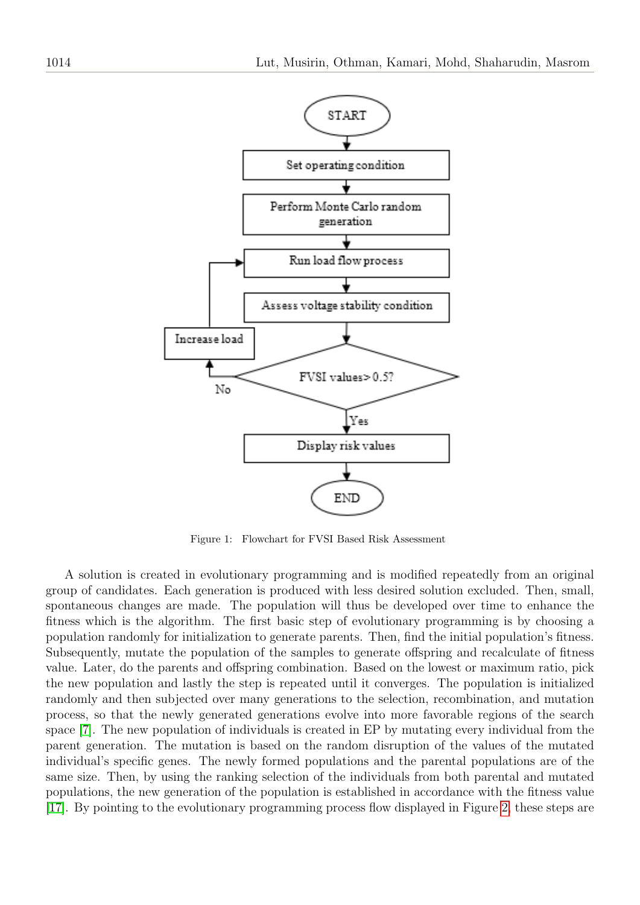Figure 1: Flowchart for FVSI Based Risk Assessment

A solution is created in evolutionary programming and is modified repeatedly from an original group of candidates. Each generation is produced with less desired solution excluded. Then, small, spontaneous changes are made. The population will thus be developed over time to enhance the fitness which is the algorithm. The first basic step of evolutionary programming is by choosing a population randomly for initialization to generate parents. Then, find the initial population's fitness. Subsequently, mutate the population of the samples to generate offspring and recalculate of fitness value. Later, do the parents and offspring combination. Based on the lowest or maximum ratio, pick the new population and lastly the step is repeated until it converges. The population is initialized randomly and then subjected over many generations to the selection, recombination, and mutation process, so that the newly generated generations evolve into more favorable regions of the search space [7]. The new population of individuals is created in EP by mutating every individual from the parent generation. The mutation is based on the random disruption of the values of the mutated individual's specific genes. The newly formed populations and the parental populations are of the same size. Then, by using the ranking selection of the individuals from both parental and mutated populations, the new generation of the population is established in accordance with the fitness value [17]. By pointing to the evolutionary programming process flow displayed in Figure 2, these steps are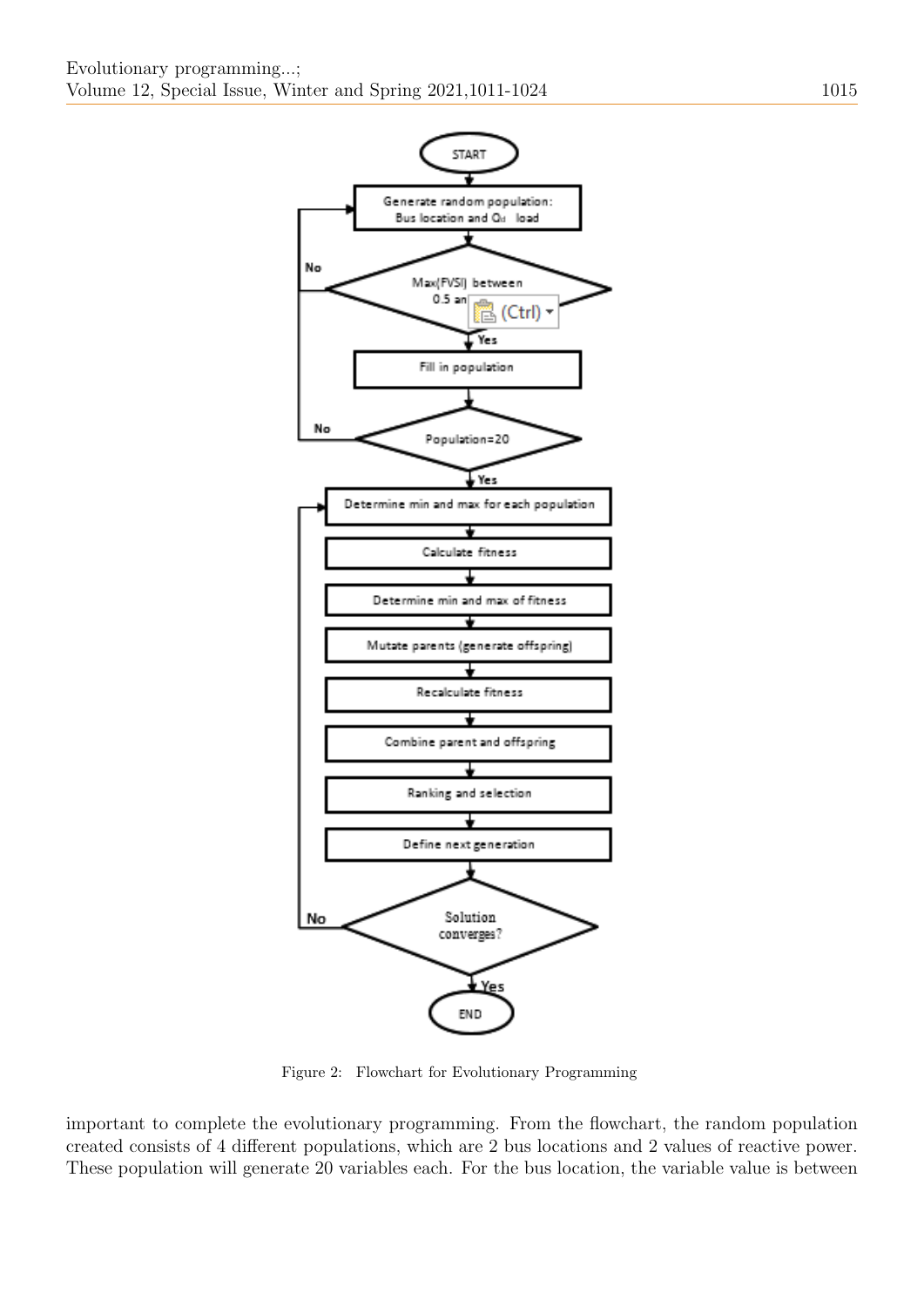Figure 2: Flowchart for Evolutionary Programming

important to complete the evolutionary programming. From the flowchart, the random population created consists of 4 different populations, which are 2 bus locations and 2 values of reactive power. These population will generate 20 variables each. For the bus location, the variable value is between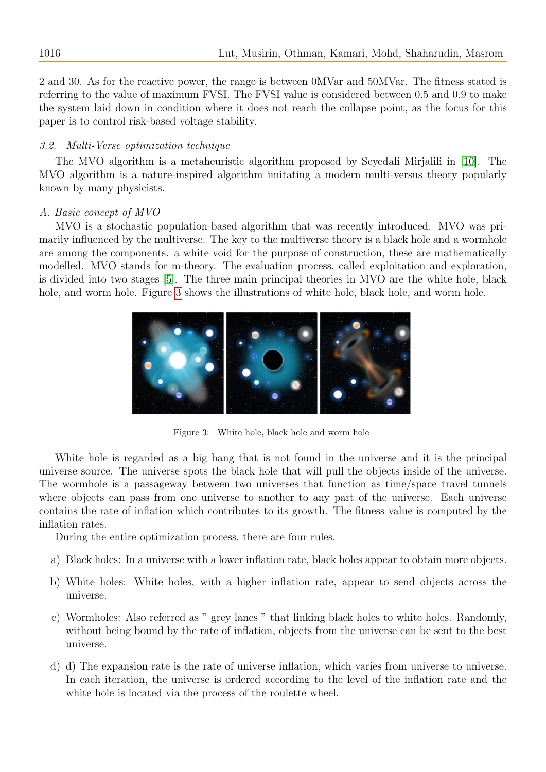2 and 30. As for the reactive power, the range is between 0MVar and 50MVar. The fitness stated is referring to the value of maximum FVSI. The FVSI value is considered between 0.5 and 0.9 to make the system laid down in condition where it does not reach the collapse point, as the focus for this paper is to control risk-based voltage stability.

### *3.2. Multi-Verse optimization technique*

The MVO algorithm is a metaheuristic algorithm proposed by Seyedali Mirjalili in [10]. The MVO algorithm is a nature-inspired algorithm imitating a modern multi-versus theory popularly known by many physicists.

#### *A. Basic concept of MVO*

MVO is a stochastic population-based algorithm that was recently introduced. MVO was primarily influenced by the multiverse. The key to the multiverse theory is a black hole and a wormhole are among the components. a white void for the purpose of construction, these are mathematically modelled. MVO stands for m-theory. The evaluation process, called exploitation and exploration, is divided into two stages [5]. The three main principal theories in MVO are the white hole, black hole, and worm hole. Figure 3 shows the illustrations of white hole, black hole, and worm hole.

Figure 3: White hole, black hole and worm hole

White hole is regarded as a big bang that is not found in the universe and it is the principal universe source. The universe spots the black hole that will pull the objects inside of the universe. The wormhole is a passageway between two universes that function as time/space travel tunnels where objects can pass from one universe to another to any part of the universe. Each universe contains the rate of inflation which contributes to its growth. The fitness value is computed by the inflation rates.

During the entire optimization process, there are four rules.

a) Black holes: In a universe with a lower inflation rate, black holes appear to obtain more objects.

b) White holes: White holes, with a higher inflation rate, appear to send objects across the universe.

c) Wormholes: Also referred as " grey lanes " that linking black holes to white holes. Randomly, without being bound by the rate of inflation, objects from the universe can be sent to the best universe.

d) d) The expansion rate is the rate of universe inflation, which varies from universe to universe. In each iteration, the universe is ordered according to the level of the inflation rate and the white hole is located via the process of the roulette wheel.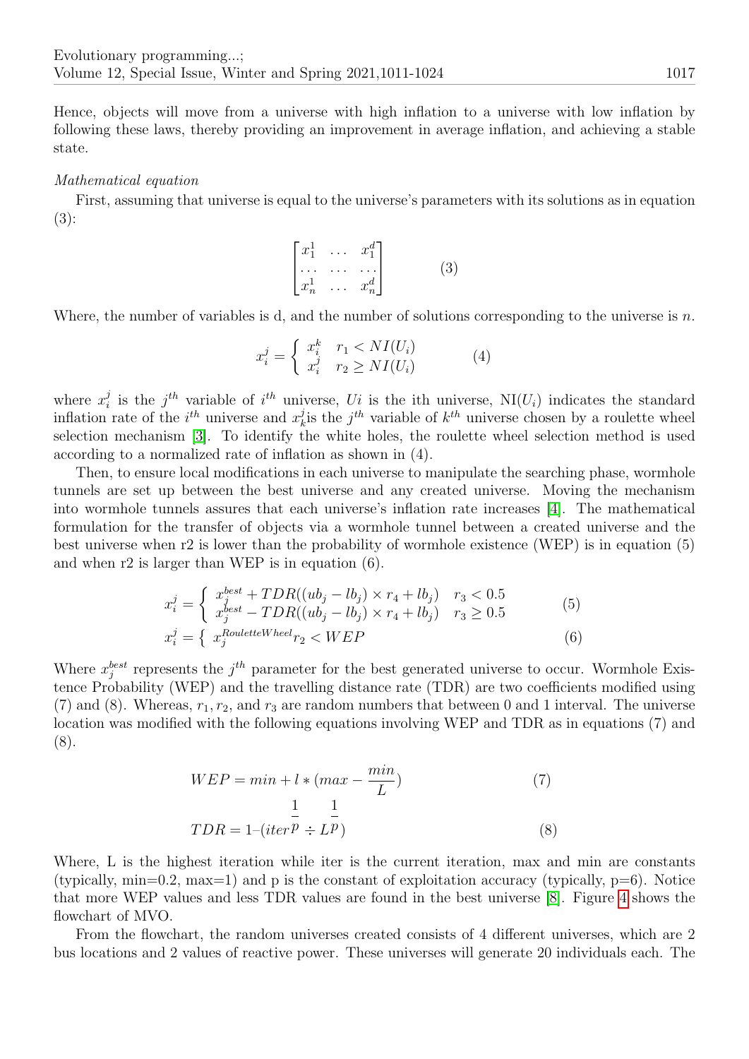Hence, objects will move from a universe with high inflation to a universe with low inflation by following these laws, thereby providing an improvement in average inflation, and achieving a stable state.

*Mathematical equation*

First, assuming that universe is equal to the universe's parameters with its solutions as in equation (3):

$$\begin{bmatrix} x_1^1 & \dots & x_1^d \\ \dots & \dots & \dots \\ x_n^1 & \dots & x_n^d \end{bmatrix} \tag{3}$$

Where, the number of variables is d, and the number of solutions corresponding to the universe is $n$.

$$x_i^j = \begin{cases} x_i^k & r_1 < NI(U_i) \\ x_i^j & r_2 \geq NI(U_i) \end{cases} \tag{4}$$

where $x_i^j$ is the $j^{th}$ variable of $i^{th}$ universe, $Ui$ is the ith universe, $\mathrm{NI}(U_i)$ indicates the standard inflation rate of the $i^{th}$ universe and $x_k^j$is the $j^{th}$ variable of $k^{th}$ universe chosen by a roulette wheel selection mechanism [3]. To identify the white holes, the roulette wheel selection method is used according to a normalized rate of inflation as shown in (4).

Then, to ensure local modifications in each universe to manipulate the searching phase, wormhole tunnels are set up between the best universe and any created universe. Moving the mechanism into wormhole tunnels assures that each universe's inflation rate increases [4]. The mathematical formulation for the transfer of objects via a wormhole tunnel between a created universe and the best universe when r2 is lower than the probability of wormhole existence (WEP) is in equation (5) and when r2 is larger than WEP is in equation (6).

$$x_i^j = \begin{cases} x_j^{best} + TDR((ub_j - lb_j) \times r_4 + lb_j) & r_3 < 0.5 \\ x_j^{best} - TDR((ub_j - lb_j) \times r_4 + lb_j) & r_3 \geq 0.5 \end{cases} \tag{5}$$

$$x_i^j = \left\{ \; x_j^{RouletteWheel} r_2 < WEP \right. \tag{6}$$

Where $x_j^{best}$ represents the $j^{th}$ parameter for the best generated universe to occur. Wormhole Existence Probability (WEP) and the travelling distance rate (TDR) are two coefficients modified using (7) and (8). Whereas, $r_1, r_2$, and $r_3$ are random numbers that between 0 and 1 interval. The universe location was modified with the following equations involving WEP and TDR as in equations (7) and (8).

$$WEP = min + l * (max - \frac{min}{L}) \tag{7}$$

$$TDR = 1 - (iter^{\frac{1}{p}} \div L^{\frac{1}{p}}) \tag{8}$$

Where, L is the highest iteration while iter is the current iteration, max and min are constants (typically, min=0.2, max=1) and p is the constant of exploitation accuracy (typically, p=6). Notice that more WEP values and less TDR values are found in the best universe [8]. Figure 4 shows the flowchart of MVO.

From the flowchart, the random universes created consists of 4 different universes, which are 2 bus locations and 2 values of reactive power. These universes will generate 20 individuals each. The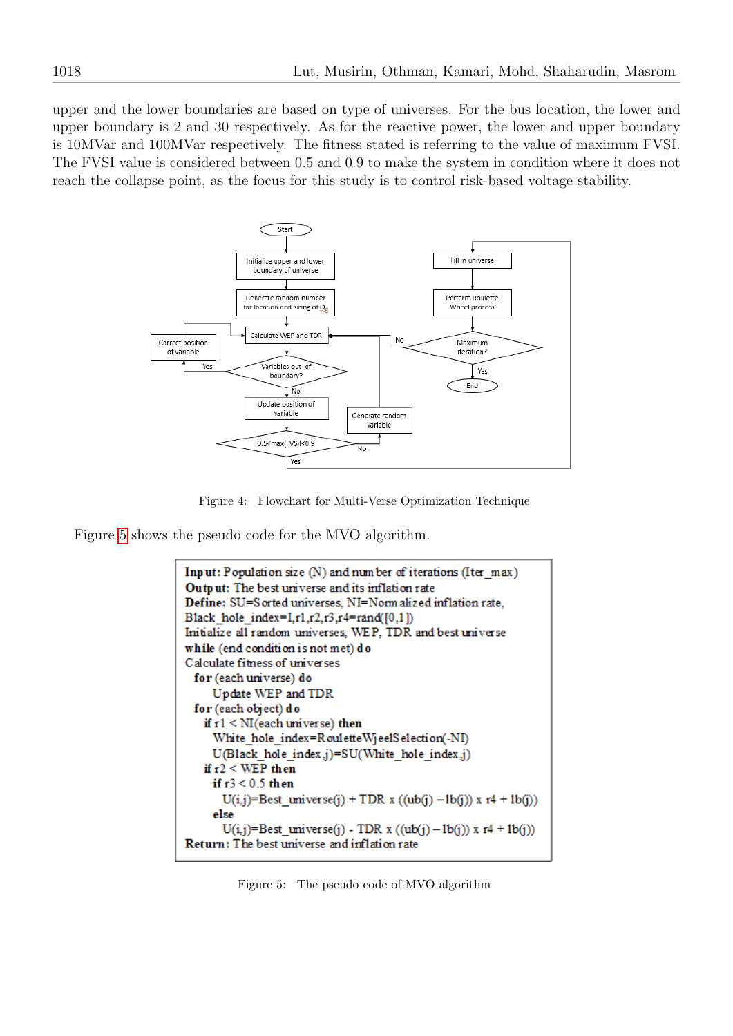upper and the lower boundaries are based on type of universes. For the bus location, the lower and upper boundary is 2 and 30 respectively. As for the reactive power, the lower and upper boundary is 10MVar and 100MVar respectively. The fitness stated is referring to the value of maximum FVSI. The FVSI value is considered between 0.5 and 0.9 to make the system in condition where it does not reach the collapse point, as the focus for this study is to control risk-based voltage stability.

Figure 4: Flowchart for Multi-Verse Optimization Technique

Figure 5 shows the pseudo code for the MVO algorithm.

```
Input: Population size (N) and number of iterations (Iter_max)
Output: The best universe and its inflation rate
Define: SU=Sorted universes, NI=Normalized inflation rate,
Black_hole_index=I,r1,r2,r3,r4=rand([0,1])
Initialize all random universes, WEP, TDR and best universe
while (end condition is not met) do
Calculate fitness of universes
  for (each universe) do
     Update WEP and TDR
  for (each object) do
    if r1 < NI(each universe) then
      White_hole_index=RouletteWjeelSelection(-NI)
      U(Black_hole_index,j)=SU(White_hole_index,j)
    if r2 < WEP then
      if r3 < 0.5 then
        U(i,j)=Best_universe(j) + TDR x ((ub(j) – lb(j)) x r4 + lb(j))
      else
        U(i,j)=Best_universe(j) - TDR x ((ub(j) – lb(j)) x r4 + lb(j))
Return: The best universe and inflation rate
```

Figure 5: The pseudo code of MVO algorithm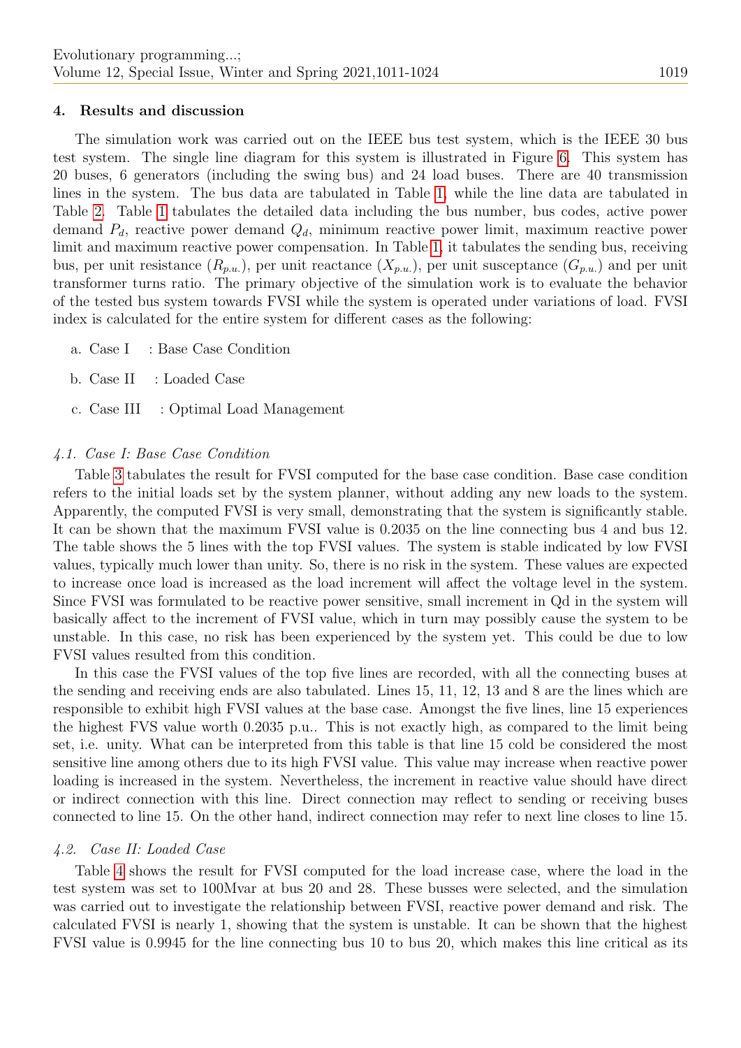## 4. Results and discussion

The simulation work was carried out on the IEEE bus test system, which is the IEEE 30 bus test system. The single line diagram for this system is illustrated in Figure 6. This system has 20 buses, 6 generators (including the swing bus) and 24 load buses. There are 40 transmission lines in the system. The bus data are tabulated in Table 1, while the line data are tabulated in Table 2. Table 1 tabulates the detailed data including the bus number, bus codes, active power demand $P_d$, reactive power demand $Q_d$, minimum reactive power limit, maximum reactive power limit and maximum reactive power compensation. In Table 1, it tabulates the sending bus, receiving bus, per unit resistance ($R_{p.u.}$), per unit reactance ($X_{p.u.}$), per unit susceptance ($G_{p.u.}$) and per unit transformer turns ratio. The primary objective of the simulation work is to evaluate the behavior of the tested bus system towards FVSI while the system is operated under variations of load. FVSI index is calculated for the entire system for different cases as the following:

a. Case I : Base Case Condition

b. Case II : Loaded Case

c. Case III : Optimal Load Management

### *4.1. Case I: Base Case Condition*

Table 3 tabulates the result for FVSI computed for the base case condition. Base case condition refers to the initial loads set by the system planner, without adding any new loads to the system. Apparently, the computed FVSI is very small, demonstrating that the system is significantly stable. It can be shown that the maximum FVSI value is 0.2035 on the line connecting bus 4 and bus 12. The table shows the 5 lines with the top FVSI values. The system is stable indicated by low FVSI values, typically much lower than unity. So, there is no risk in the system. These values are expected to increase once load is increased as the load increment will affect the voltage level in the system. Since FVSI was formulated to be reactive power sensitive, small increment in Qd in the system will basically affect to the increment of FVSI value, which in turn may possibly cause the system to be unstable. In this case, no risk has been experienced by the system yet. This could be due to low FVSI values resulted from this condition.

In this case the FVSI values of the top five lines are recorded, with all the connecting buses at the sending and receiving ends are also tabulated. Lines 15, 11, 12, 13 and 8 are the lines which are responsible to exhibit high FVSI values at the base case. Amongst the five lines, line 15 experiences the highest FVS value worth 0.2035 p.u.. This is not exactly high, as compared to the limit being set, i.e. unity. What can be interpreted from this table is that line 15 cold be considered the most sensitive line among others due to its high FVSI value. This value may increase when reactive power loading is increased in the system. Nevertheless, the increment in reactive value should have direct or indirect connection with this line. Direct connection may reflect to sending or receiving buses connected to line 15. On the other hand, indirect connection may refer to next line closes to line 15.

### *4.2. Case II: Loaded Case*

Table 4 shows the result for FVSI computed for the load increase case, where the load in the test system was set to 100Mvar at bus 20 and 28. These busses were selected, and the simulation was carried out to investigate the relationship between FVSI, reactive power demand and risk. The calculated FVSI is nearly 1, showing that the system is unstable. It can be shown that the highest FVSI value is 0.9945 for the line connecting bus 10 to bus 20, which makes this line critical as its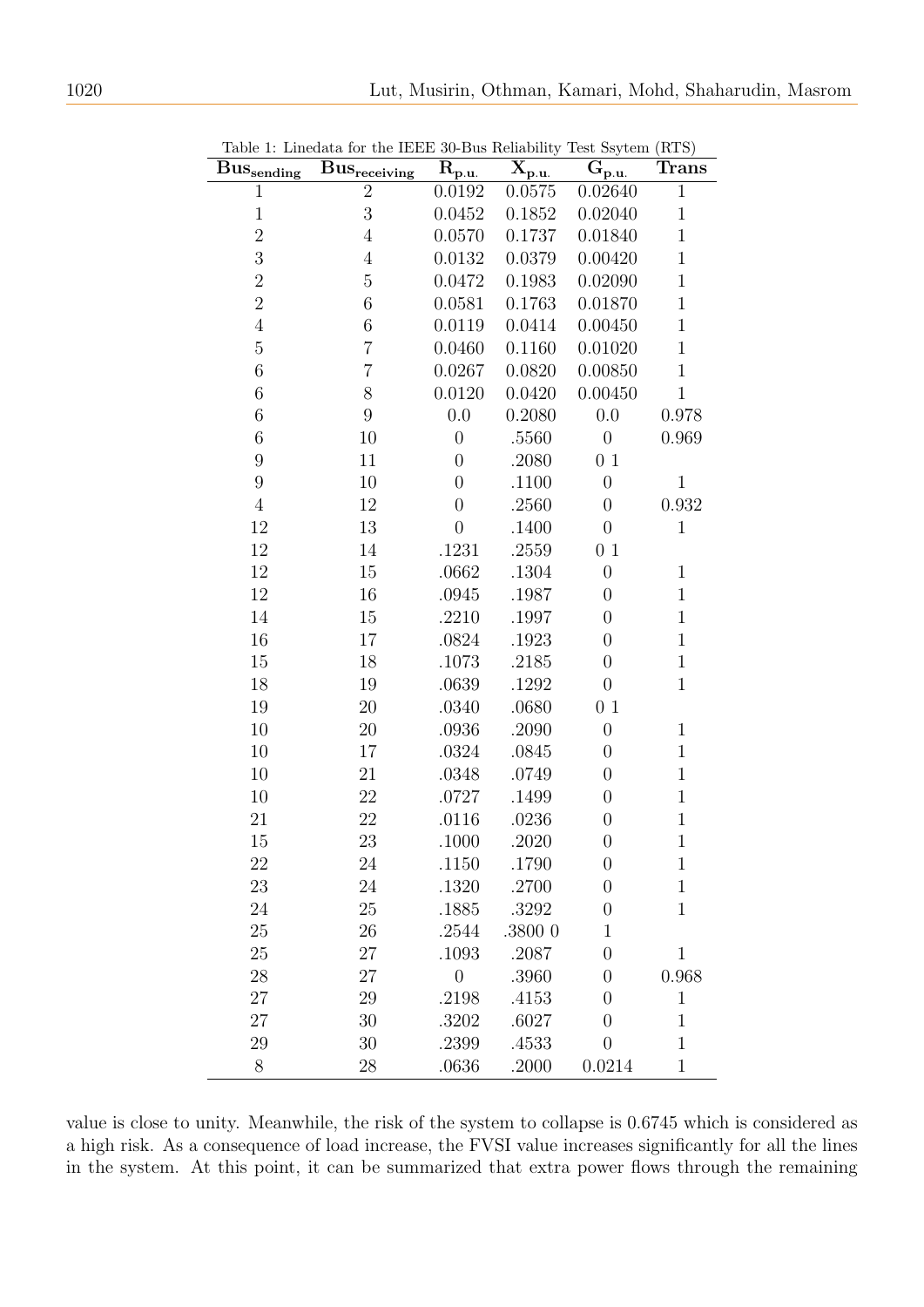Table 1: Linedata for the IEEE 30-Bus Reliability Test Ssytem (RTS)

| $\mathbf{Bus_{sending}}$ | $\mathbf{Bus_{receiving}}$ | $\mathbf{R_{p.u.}}$ | $\mathbf{X_{p.u.}}$ | $\mathbf{G_{p.u.}}$ | **Trans** |
|---|---|---|---|---|---|
| 1 | 2 | 0.0192 | 0.0575 | 0.02640 | 1 |
| 1 | 3 | 0.0452 | 0.1852 | 0.02040 | 1 |
| 2 | 4 | 0.0570 | 0.1737 | 0.01840 | 1 |
| 3 | 4 | 0.0132 | 0.0379 | 0.00420 | 1 |
| 2 | 5 | 0.0472 | 0.1983 | 0.02090 | 1 |
| 2 | 6 | 0.0581 | 0.1763 | 0.01870 | 1 |
| 4 | 6 | 0.0119 | 0.0414 | 0.00450 | 1 |
| 5 | 7 | 0.0460 | 0.1160 | 0.01020 | 1 |
| 6 | 7 | 0.0267 | 0.0820 | 0.00850 | 1 |
| 6 | 8 | 0.0120 | 0.0420 | 0.00450 | 1 |
| 6 | 9 | 0.0 | 0.2080 | 0.0 | 0.978 |
| 6 | 10 | 0 | .5560 | 0 | 0.969 |
| 9 | 11 | 0 | .2080 | 0 1 | |
| 9 | 10 | 0 | .1100 | 0 | 1 |
| 4 | 12 | 0 | .2560 | 0 | 0.932 |
| 12 | 13 | 0 | .1400 | 0 | 1 |
| 12 | 14 | .1231 | .2559 | 0 1 | |
| 12 | 15 | .0662 | .1304 | 0 | 1 |
| 12 | 16 | .0945 | .1987 | 0 | 1 |
| 14 | 15 | .2210 | .1997 | 0 | 1 |
| 16 | 17 | .0824 | .1923 | 0 | 1 |
| 15 | 18 | .1073 | .2185 | 0 | 1 |
| 18 | 19 | .0639 | .1292 | 0 | 1 |
| 19 | 20 | .0340 | .0680 | 0 1 | |
| 10 | 20 | .0936 | .2090 | 0 | 1 |
| 10 | 17 | .0324 | .0845 | 0 | 1 |
| 10 | 21 | .0348 | .0749 | 0 | 1 |
| 10 | 22 | .0727 | .1499 | 0 | 1 |
| 21 | 22 | .0116 | .0236 | 0 | 1 |
| 15 | 23 | .1000 | .2020 | 0 | 1 |
| 22 | 24 | .1150 | .1790 | 0 | 1 |
| 23 | 24 | .1320 | .2700 | 0 | 1 |
| 24 | 25 | .1885 | .3292 | 0 | 1 |
| 25 | 26 | .2544 | .3800 0 | 1 | |
| 25 | 27 | .1093 | .2087 | 0 | 1 |
| 28 | 27 | 0 | .3960 | 0 | 0.968 |
| 27 | 29 | .2198 | .4153 | 0 | 1 |
| 27 | 30 | .3202 | .6027 | 0 | 1 |
| 29 | 30 | .2399 | .4533 | 0 | 1 |
| 8 | 28 | .0636 | .2000 | 0.0214 | 1 |

value is close to unity. Meanwhile, the risk of the system to collapse is 0.6745 which is considered as a high risk. As a consequence of load increase, the FVSI value increases significantly for all the lines in the system. At this point, it can be summarized that extra power flows through the remaining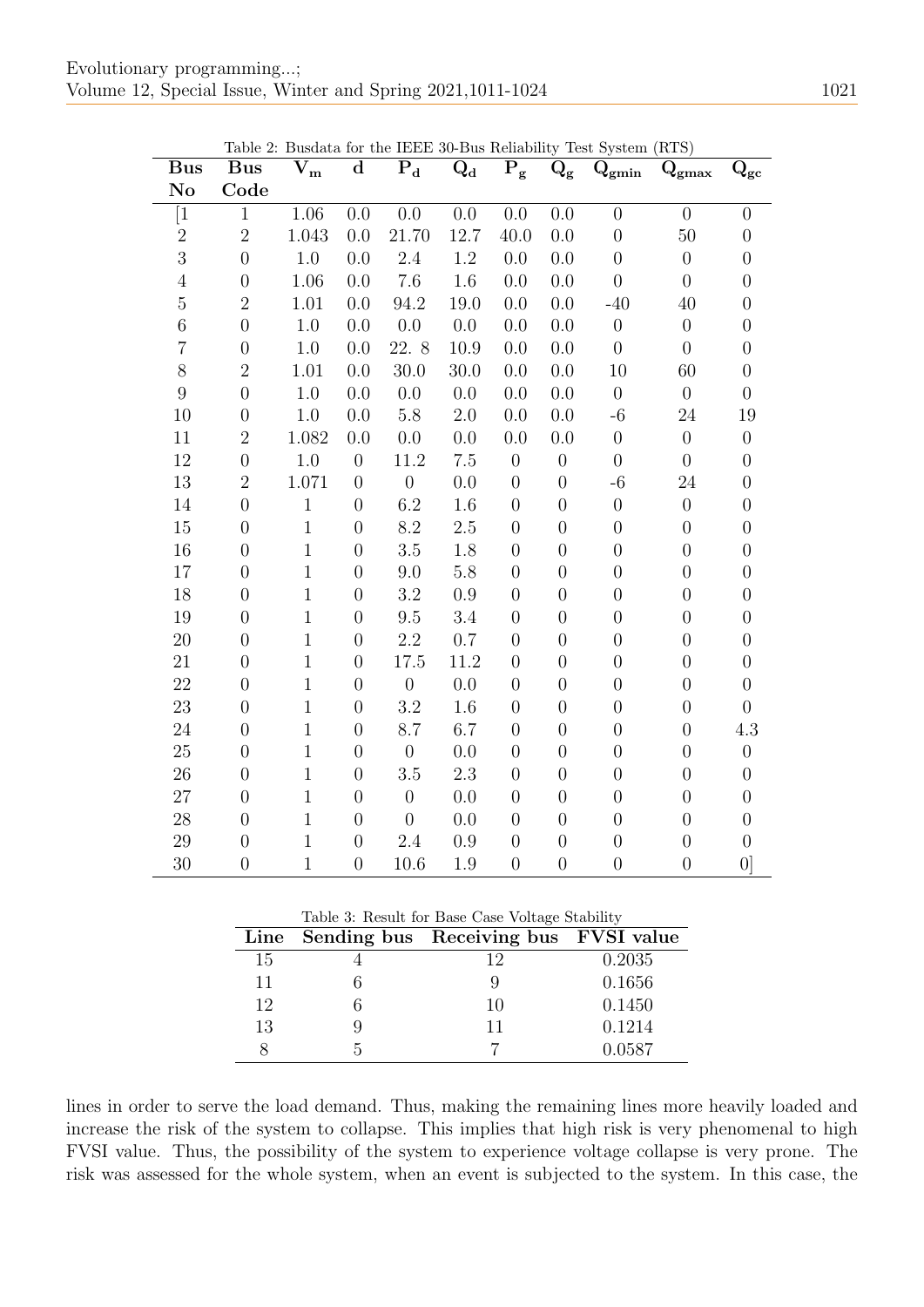Table 2: Busdata for the IEEE 30-Bus Reliability Test System (RTS)

| Bus No | Bus Code | $V_m$ | d | $P_d$ | $Q_d$ | $P_g$ | $Q_g$ | $Q_{gmin}$ | $Q_{gmax}$ | $Q_{gc}$ |
|---|---|---|---|---|---|---|---|---|---|---|
| [1 | 1 | 1.06 | 0.0 | 0.0 | 0.0 | 0.0 | 0.0 | 0 | 0 | 0 |
| 2 | 2 | 1.043 | 0.0 | 21.70 | 12.7 | 40.0 | 0.0 | 0 | 50 | 0 |
| 3 | 0 | 1.0 | 0.0 | 2.4 | 1.2 | 0.0 | 0.0 | 0 | 0 | 0 |
| 4 | 0 | 1.06 | 0.0 | 7.6 | 1.6 | 0.0 | 0.0 | 0 | 0 | 0 |
| 5 | 2 | 1.01 | 0.0 | 94.2 | 19.0 | 0.0 | 0.0 | -40 | 40 | 0 |
| 6 | 0 | 1.0 | 0.0 | 0.0 | 0.0 | 0.0 | 0.0 | 0 | 0 | 0 |
| 7 | 0 | 1.0 | 0.0 | 22. 8 | 10.9 | 0.0 | 0.0 | 0 | 0 | 0 |
| 8 | 2 | 1.01 | 0.0 | 30.0 | 30.0 | 0.0 | 0.0 | 10 | 60 | 0 |
| 9 | 0 | 1.0 | 0.0 | 0.0 | 0.0 | 0.0 | 0.0 | 0 | 0 | 0 |
| 10 | 0 | 1.0 | 0.0 | 5.8 | 2.0 | 0.0 | 0.0 | -6 | 24 | 19 |
| 11 | 2 | 1.082 | 0.0 | 0.0 | 0.0 | 0.0 | 0.0 | 0 | 0 | 0 |
| 12 | 0 | 1.0 | 0 | 11.2 | 7.5 | 0 | 0 | 0 | 0 | 0 |
| 13 | 2 | 1.071 | 0 | 0 | 0.0 | 0 | 0 | -6 | 24 | 0 |
| 14 | 0 | 1 | 0 | 6.2 | 1.6 | 0 | 0 | 0 | 0 | 0 |
| 15 | 0 | 1 | 0 | 8.2 | 2.5 | 0 | 0 | 0 | 0 | 0 |
| 16 | 0 | 1 | 0 | 3.5 | 1.8 | 0 | 0 | 0 | 0 | 0 |
| 17 | 0 | 1 | 0 | 9.0 | 5.8 | 0 | 0 | 0 | 0 | 0 |
| 18 | 0 | 1 | 0 | 3.2 | 0.9 | 0 | 0 | 0 | 0 | 0 |
| 19 | 0 | 1 | 0 | 9.5 | 3.4 | 0 | 0 | 0 | 0 | 0 |
| 20 | 0 | 1 | 0 | 2.2 | 0.7 | 0 | 0 | 0 | 0 | 0 |
| 21 | 0 | 1 | 0 | 17.5 | 11.2 | 0 | 0 | 0 | 0 | 0 |
| 22 | 0 | 1 | 0 | 0 | 0.0 | 0 | 0 | 0 | 0 | 0 |
| 23 | 0 | 1 | 0 | 3.2 | 1.6 | 0 | 0 | 0 | 0 | 0 |
| 24 | 0 | 1 | 0 | 8.7 | 6.7 | 0 | 0 | 0 | 0 | 4.3 |
| 25 | 0 | 1 | 0 | 0 | 0.0 | 0 | 0 | 0 | 0 | 0 |
| 26 | 0 | 1 | 0 | 3.5 | 2.3 | 0 | 0 | 0 | 0 | 0 |
| 27 | 0 | 1 | 0 | 0 | 0.0 | 0 | 0 | 0 | 0 | 0 |
| 28 | 0 | 1 | 0 | 0 | 0.0 | 0 | 0 | 0 | 0 | 0 |
| 29 | 0 | 1 | 0 | 2.4 | 0.9 | 0 | 0 | 0 | 0 | 0 |
| 30 | 0 | 1 | 0 | 10.6 | 1.9 | 0 | 0 | 0 | 0 | 0] |

Table 3: Result for Base Case Voltage Stability

| Line | Sending bus | Receiving bus | FVSI value |
|---|---|---|---|
| 15 | 4 | 12 | 0.2035 |
| 11 | 6 | 9 | 0.1656 |
| 12 | 6 | 10 | 0.1450 |
| 13 | 9 | 11 | 0.1214 |
| 8 | 5 | 7 | 0.0587 |

lines in order to serve the load demand. Thus, making the remaining lines more heavily loaded and increase the risk of the system to collapse. This implies that high risk is very phenomenal to high FVSI value. Thus, the possibility of the system to experience voltage collapse is very prone. The risk was assessed for the whole system, when an event is subjected to the system. In this case, the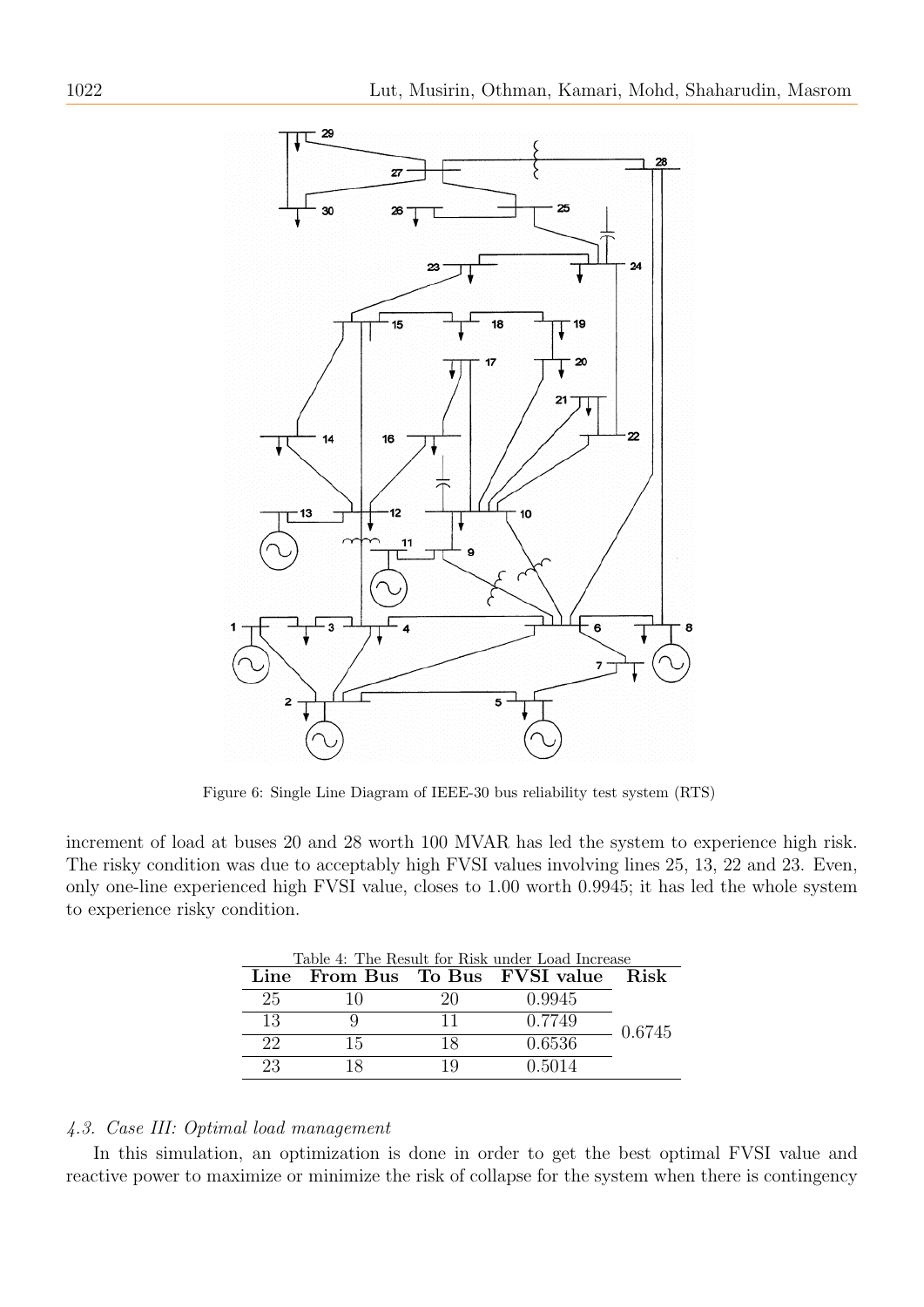Figure 6: Single Line Diagram of IEEE-30 bus reliability test system (RTS)

increment of load at buses 20 and 28 worth 100 MVAR has led the system to experience high risk. The risky condition was due to acceptably high FVSI values involving lines 25, 13, 22 and 23. Even, only one-line experienced high FVSI value, closes to 1.00 worth 0.9945; it has led the whole system to experience risky condition.

Table 4: The Result for Risk under Load Increase

| Line | From Bus | To Bus | FVSI value | Risk |
|---|---|---|---|---|
| 25 | 10 | 20 | 0.9945 | 0.6745 |
| 13 | 9 | 11 | 0.7749 | |
| 22 | 15 | 18 | 0.6536 | |
| 23 | 18 | 19 | 0.5014 | |

### *4.3. Case III: Optimal load management*

In this simulation, an optimization is done in order to get the best optimal FVSI value and reactive power to maximize or minimize the risk of collapse for the system when there is contingency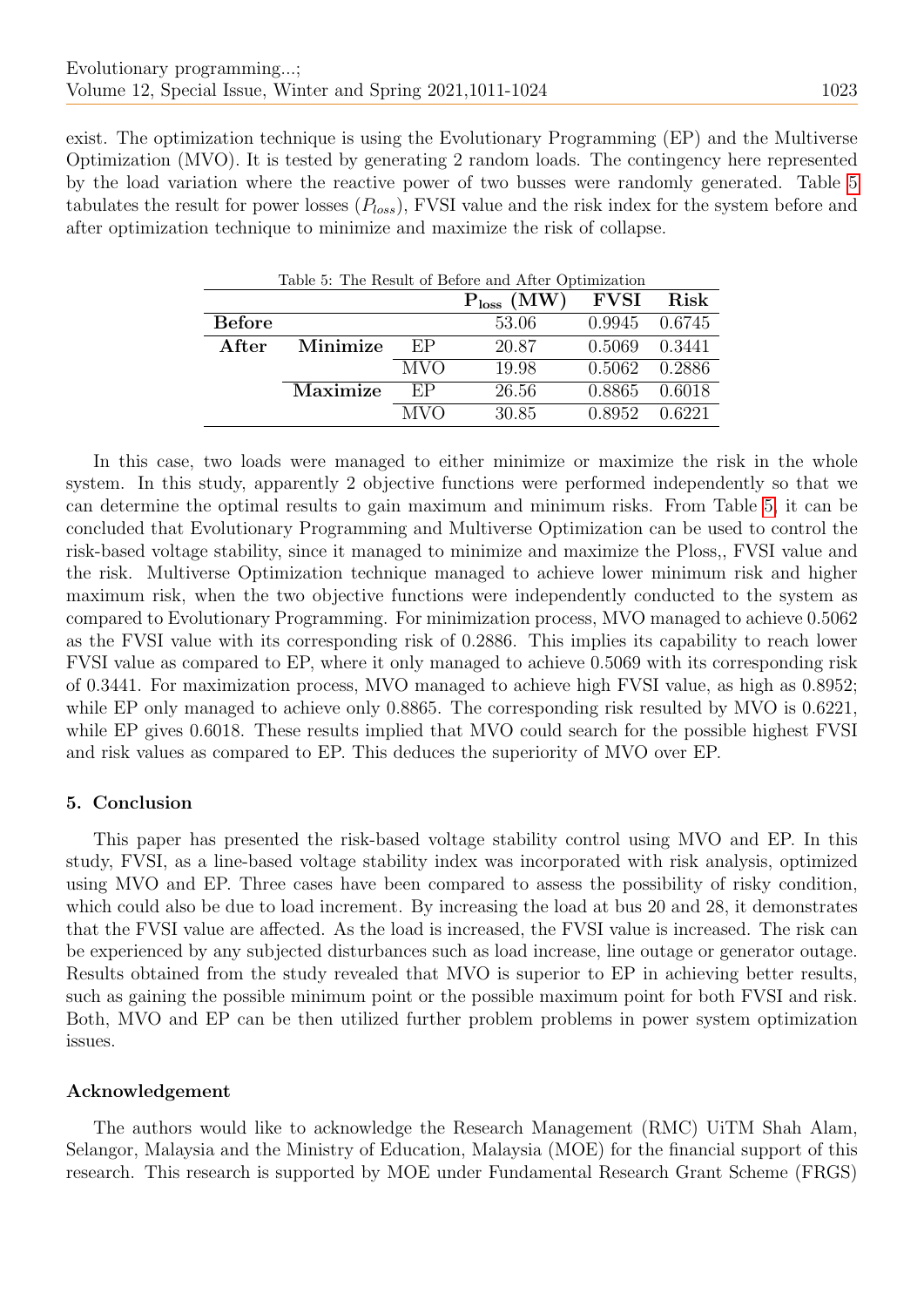exist. The optimization technique is using the Evolutionary Programming (EP) and the Multiverse Optimization (MVO). It is tested by generating 2 random loads. The contingency here represented by the load variation where the reactive power of two busses were randomly generated. Table 5 tabulates the result for power losses ($P_{loss}$), FVSI value and the risk index for the system before and after optimization technique to minimize and maximize the risk of collapse.

Table 5: The Result of Before and After Optimization

| | | | $P_{loss}$ (MW) | FVSI | Risk |
|---|---|---|---|---|---|
| **Before** | | | 53.06 | 0.9945 | 0.6745 |
| **After** | **Minimize** | EP | 20.87 | 0.5069 | 0.3441 |
| | | MVO | 19.98 | 0.5062 | 0.2886 |
| | **Maximize** | EP | 26.56 | 0.8865 | 0.6018 |
| | | MVO | 30.85 | 0.8952 | 0.6221 |

In this case, two loads were managed to either minimize or maximize the risk in the whole system. In this study, apparently 2 objective functions were performed independently so that we can determine the optimal results to gain maximum and minimum risks. From Table 5, it can be concluded that Evolutionary Programming and Multiverse Optimization can be used to control the risk-based voltage stability, since it managed to minimize and maximize the Ploss,, FVSI value and the risk. Multiverse Optimization technique managed to achieve lower minimum risk and higher maximum risk, when the two objective functions were independently conducted to the system as compared to Evolutionary Programming. For minimization process, MVO managed to achieve 0.5062 as the FVSI value with its corresponding risk of 0.2886. This implies its capability to reach lower FVSI value as compared to EP, where it only managed to achieve 0.5069 with its corresponding risk of 0.3441. For maximization process, MVO managed to achieve high FVSI value, as high as 0.8952; while EP only managed to achieve only 0.8865. The corresponding risk resulted by MVO is 0.6221, while EP gives 0.6018. These results implied that MVO could search for the possible highest FVSI and risk values as compared to EP. This deduces the superiority of MVO over EP.

## 5. Conclusion

This paper has presented the risk-based voltage stability control using MVO and EP. In this study, FVSI, as a line-based voltage stability index was incorporated with risk analysis, optimized using MVO and EP. Three cases have been compared to assess the possibility of risky condition, which could also be due to load increment. By increasing the load at bus 20 and 28, it demonstrates that the FVSI value are affected. As the load is increased, the FVSI value is increased. The risk can be experienced by any subjected disturbances such as load increase, line outage or generator outage. Results obtained from the study revealed that MVO is superior to EP in achieving better results, such as gaining the possible minimum point or the possible maximum point for both FVSI and risk. Both, MVO and EP can be then utilized further problem problems in power system optimization issues.

### Acknowledgement

The authors would like to acknowledge the Research Management (RMC) UiTM Shah Alam, Selangor, Malaysia and the Ministry of Education, Malaysia (MOE) for the financial support of this research. This research is supported by MOE under Fundamental Research Grant Scheme (FRGS)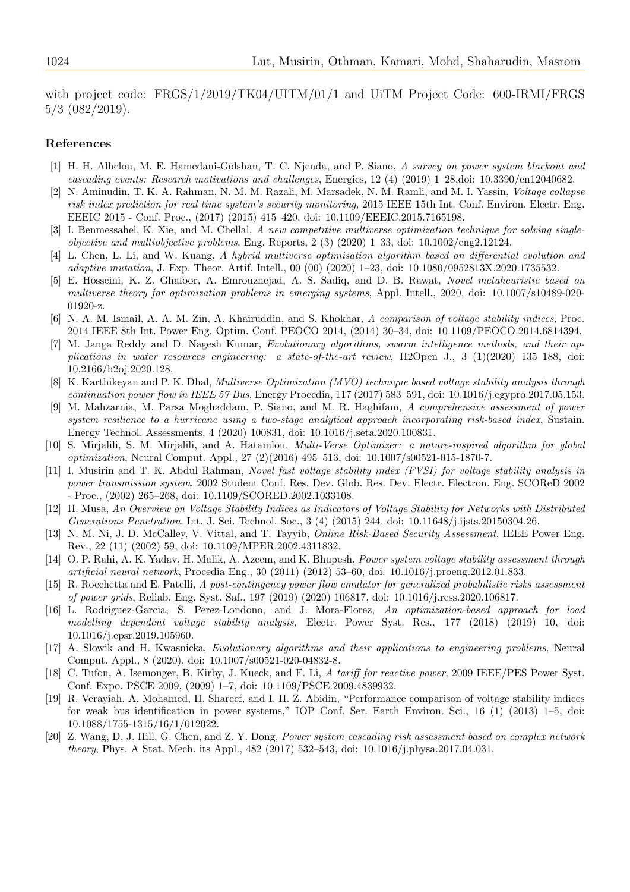with project code: FRGS/1/2019/TK04/UITM/01/1 and UiTM Project Code: 600-IRMI/FRGS 5/3 (082/2019).

## References

[1] H. H. Alhelou, M. E. Hamedani-Golshan, T. C. Njenda, and P. Siano, *A survey on power system blackout and cascading events: Research motivations and challenges*, Energies, 12 (4) (2019) 1–28,doi: 10.3390/en12040682.

[2] N. Aminudin, T. K. A. Rahman, N. M. M. Razali, M. Marsadek, N. M. Ramli, and M. I. Yassin, *Voltage collapse risk index prediction for real time system's security monitoring*, 2015 IEEE 15th Int. Conf. Environ. Electr. Eng. EEEIC 2015 - Conf. Proc., (2017) (2015) 415–420, doi: 10.1109/EEEIC.2015.7165198.

[3] I. Benmessahel, K. Xie, and M. Chellal, *A new competitive multiverse optimization technique for solving single-objective and multiobjective problems*, Eng. Reports, 2 (3) (2020) 1–33, doi: 10.1002/eng2.12124.

[4] L. Chen, L. Li, and W. Kuang, *A hybrid multiverse optimisation algorithm based on differential evolution and adaptive mutation*, J. Exp. Theor. Artif. Intell., 00 (00) (2020) 1–23, doi: 10.1080/0952813X.2020.1735532.

[5] E. Hosseini, K. Z. Ghafoor, A. Emrouznejad, A. S. Sadiq, and D. B. Rawat, *Novel metaheuristic based on multiverse theory for optimization problems in emerging systems*, Appl. Intell., 2020, doi: 10.1007/s10489-020-01920-z.

[6] N. A. M. Ismail, A. A. M. Zin, A. Khairuddin, and S. Khokhar, *A comparison of voltage stability indices*, Proc. 2014 IEEE 8th Int. Power Eng. Optim. Conf. PEOCO 2014, (2014) 30–34, doi: 10.1109/PEOCO.2014.6814394.

[7] M. Janga Reddy and D. Nagesh Kumar, *Evolutionary algorithms, swarm intelligence methods, and their applications in water resources engineering: a state-of-the-art review*, H2Open J., 3 (1)(2020) 135–188, doi: 10.2166/h2oj.2020.128.

[8] K. Karthikeyan and P. K. Dhal, *Multiverse Optimization (MVO) technique based voltage stability analysis through continuation power flow in IEEE 57 Bus*, Energy Procedia, 117 (2017) 583–591, doi: 10.1016/j.egypro.2017.05.153.

[9] M. Mahzarnia, M. Parsa Moghaddam, P. Siano, and M. R. Haghifam, *A comprehensive assessment of power system resilience to a hurricane using a two-stage analytical approach incorporating risk-based index*, Sustain. Energy Technol. Assessments, 4 (2020) 100831, doi: 10.1016/j.seta.2020.100831.

[10] S. Mirjalili, S. M. Mirjalili, and A. Hatamlou, *Multi-Verse Optimizer: a nature-inspired algorithm for global optimization*, Neural Comput. Appl., 27 (2)(2016) 495–513, doi: 10.1007/s00521-015-1870-7.

[11] I. Musirin and T. K. Abdul Rahman, *Novel fast voltage stability index (FVSI) for voltage stability analysis in power transmission system*, 2002 Student Conf. Res. Dev. Glob. Res. Dev. Electr. Electron. Eng. SCOReD 2002 - Proc., (2002) 265–268, doi: 10.1109/SCORED.2002.1033108.

[12] H. Musa, *An Overview on Voltage Stability Indices as Indicators of Voltage Stability for Networks with Distributed Generations Penetration*, Int. J. Sci. Technol. Soc., 3 (4) (2015) 244, doi: 10.11648/j.ijsts.20150304.26.

[13] N. M. Ni, J. D. McCalley, V. Vittal, and T. Tayyib, *Online Risk-Based Security Assessment*, IEEE Power Eng. Rev., 22 (11) (2002) 59, doi: 10.1109/MPER.2002.4311832.

[14] O. P. Rahi, A. K. Yadav, H. Malik, A. Azeem, and K. Bhupesh, *Power system voltage stability assessment through artificial neural network*, Procedia Eng., 30 (2011) (2012) 53–60, doi: 10.1016/j.proeng.2012.01.833.

[15] R. Rocchetta and E. Patelli, *A post-contingency power flow emulator for generalized probabilistic risks assessment of power grids*, Reliab. Eng. Syst. Saf., 197 (2019) (2020) 106817, doi: 10.1016/j.ress.2020.106817.

[16] L. Rodriguez-Garcia, S. Perez-Londono, and J. Mora-Florez, *An optimization-based approach for load modelling dependent voltage stability analysis*, Electr. Power Syst. Res., 177 (2018) (2019) 10, doi: 10.1016/j.epsr.2019.105960.

[17] A. Slowik and H. Kwasnicka, *Evolutionary algorithms and their applications to engineering problems*, Neural Comput. Appl., 8 (2020), doi: 10.1007/s00521-020-04832-8.

[18] C. Tufon, A. Isemonger, B. Kirby, J. Kueck, and F. Li, *A tariff for reactive power*, 2009 IEEE/PES Power Syst. Conf. Expo. PSCE 2009, (2009) 1–7, doi: 10.1109/PSCE.2009.4839932.

[19] R. Verayiah, A. Mohamed, H. Shareef, and I. H. Z. Abidin, "Performance comparison of voltage stability indices for weak bus identification in power systems," IOP Conf. Ser. Earth Environ. Sci., 16 (1) (2013) 1–5, doi: 10.1088/1755-1315/16/1/012022.

[20] Z. Wang, D. J. Hill, G. Chen, and Z. Y. Dong, *Power system cascading risk assessment based on complex network theory*, Phys. A Stat. Mech. its Appl., 482 (2017) 532–543, doi: 10.1016/j.physa.2017.04.031.